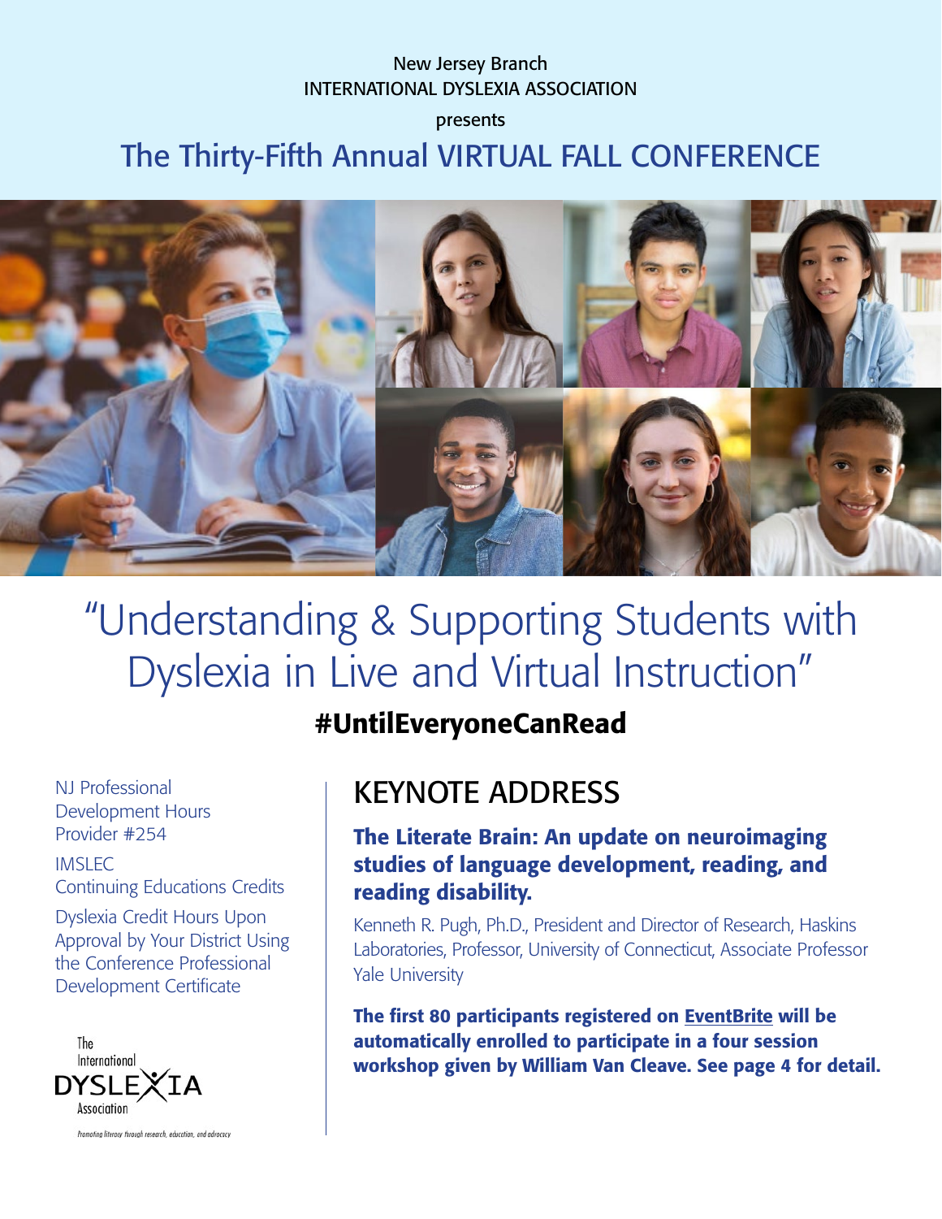New Jersey Branch
INTERNATIONAL DYSLEXIA ASSOCIATION

presents

# The Thirty-Fifth Annual VIRTUAL FALL CONFERENCE

## "Understanding & Supporting Students with Dyslexia in Live and Virtual Instruction"

**#UntilEveryoneCanRead**

NJ Professional Development Hours Provider #254

IMSLEC Continuing Educations Credits

Dyslexia Credit Hours Upon Approval by Your District Using the Conference Professional Development Certificate

The International DYSLEXIA Association

*Promoting literacy through research, education, and advocacy*

## KEYNOTE ADDRESS

### The Literate Brain: An update on neuroimaging studies of language development, reading, and reading disability.

Kenneth R. Pugh, Ph.D., President and Director of Research, Haskins Laboratories, Professor, University of Connecticut, Associate Professor Yale University

**The first 80 participants registered on EventBrite will be automatically enrolled to participate in a four session workshop given by William Van Cleave. See page 4 for detail.**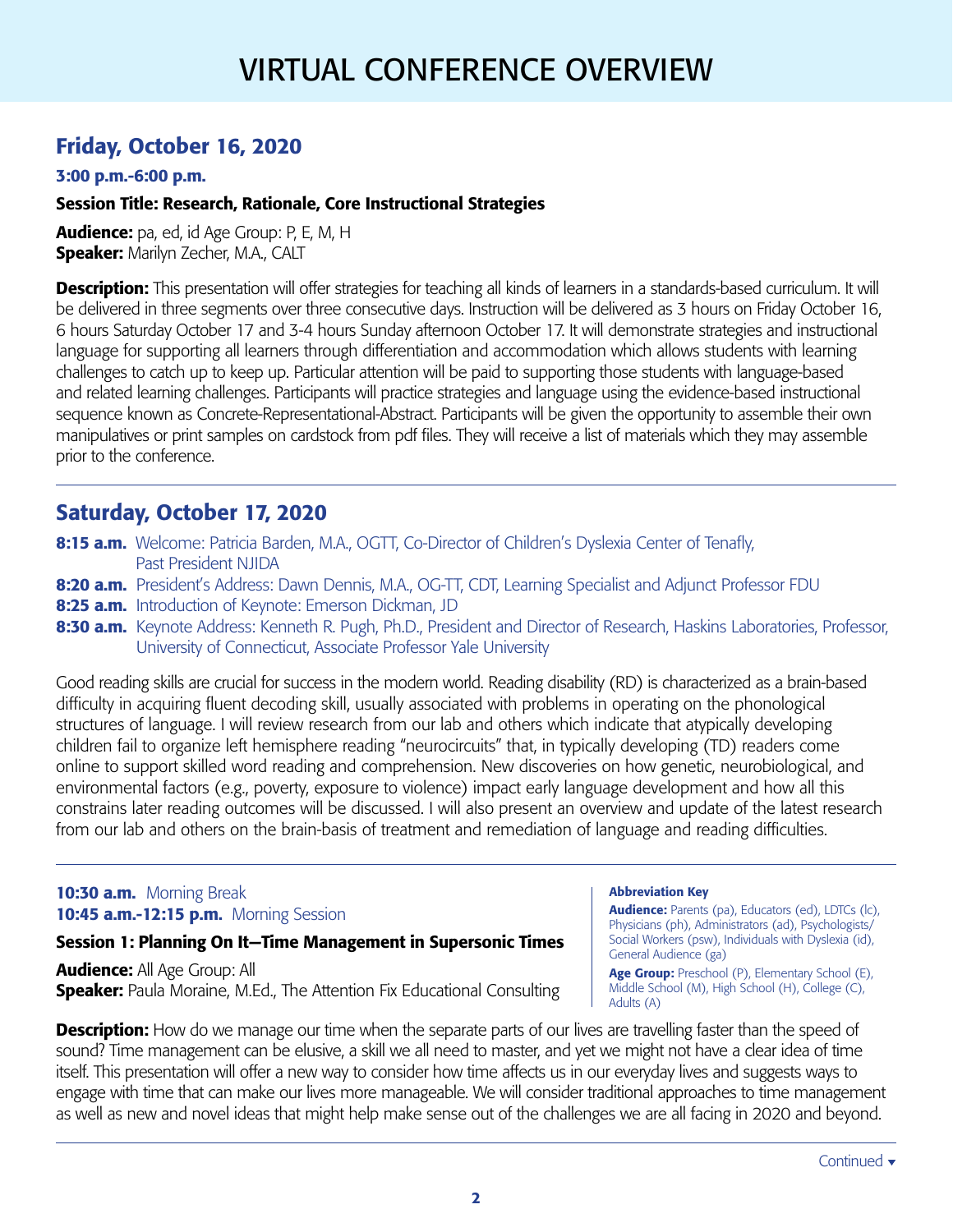# VIRTUAL CONFERENCE OVERVIEW

## Friday, October 16, 2020

**3:00 p.m.-6:00 p.m.**

**Session Title: Research, Rationale, Core Instructional Strategies**

**Audience:** pa, ed, id Age Group: P, E, M, H
**Speaker:** Marilyn Zecher, M.A., CALT

**Description:** This presentation will offer strategies for teaching all kinds of learners in a standards-based curriculum. It will be delivered in three segments over three consecutive days. Instruction will be delivered as 3 hours on Friday October 16, 6 hours Saturday October 17 and 3-4 hours Sunday afternoon October 17. It will demonstrate strategies and instructional language for supporting all learners through differentiation and accommodation which allows students with learning challenges to catch up to keep up. Particular attention will be paid to supporting those students with language-based and related learning challenges. Participants will practice strategies and language using the evidence-based instructional sequence known as Concrete-Representational-Abstract. Participants will be given the opportunity to assemble their own manipulatives or print samples on cardstock from pdf files. They will receive a list of materials which they may assemble prior to the conference.

## Saturday, October 17, 2020

**8:15 a.m.** Welcome: Patricia Barden, M.A., OGTT, Co-Director of Children's Dyslexia Center of Tenafly, Past President NJIDA

**8:20 a.m.** President's Address: Dawn Dennis, M.A., OG-TT, CDT, Learning Specialist and Adjunct Professor FDU

**8:25 a.m.** Introduction of Keynote: Emerson Dickman, JD

**8:30 a.m.** Keynote Address: Kenneth R. Pugh, Ph.D., President and Director of Research, Haskins Laboratories, Professor, University of Connecticut, Associate Professor Yale University

Good reading skills are crucial for success in the modern world. Reading disability (RD) is characterized as a brain-based difficulty in acquiring fluent decoding skill, usually associated with problems in operating on the phonological structures of language. I will review research from our lab and others which indicate that atypically developing children fail to organize left hemisphere reading "neurocircuits" that, in typically developing (TD) readers come online to support skilled word reading and comprehension. New discoveries on how genetic, neurobiological, and environmental factors (e.g., poverty, exposure to violence) impact early language development and how all this constrains later reading outcomes will be discussed. I will also present an overview and update of the latest research from our lab and others on the brain-basis of treatment and remediation of language and reading difficulties.

**10:30 a.m.** Morning Break
**10:45 a.m.-12:15 p.m.** Morning Session

**Session 1: Planning On It—Time Management in Supersonic Times**

**Audience:** All Age Group: All
**Speaker:** Paula Moraine, M.Ed., The Attention Fix Educational Consulting

**Description:** How do we manage our time when the separate parts of our lives are travelling faster than the speed of sound? Time management can be elusive, a skill we all need to master, and yet we might not have a clear idea of time itself. This presentation will offer a new way to consider how time affects us in our everyday lives and suggests ways to engage with time that can make our lives more manageable. We will consider traditional approaches to time management as well as new and novel ideas that might help make sense out of the challenges we are all facing in 2020 and beyond.

**Abbreviation Key**

**Audience:** Parents (pa), Educators (ed), LDTCs (lc), Physicians (ph), Administrators (ad), Psychologists/ Social Workers (psw), Individuals with Dyslexia (id), General Audience (ga)

**Age Group:** Preschool (P), Elementary School (E), Middle School (M), High School (H), College (C), Adults (A)

Continued ▾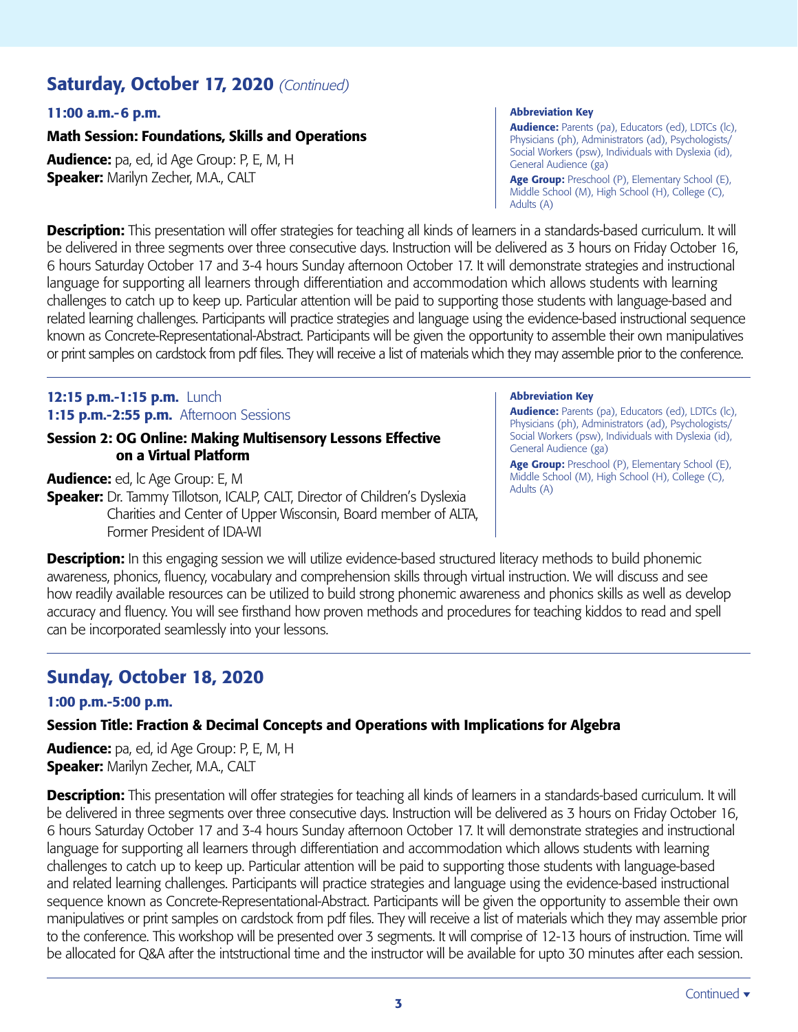## Saturday, October 17, 2020 *(Continued)*

**11:00 a.m.-6 p.m.**

**Math Session: Foundations, Skills and Operations**

**Audience:** pa, ed, id Age Group: P, E, M, H
**Speaker:** Marilyn Zecher, M.A., CALT

> **Abbreviation Key**
> **Audience:** Parents (pa), Educators (ed), LDTCs (lc), Physicians (ph), Administrators (ad), Psychologists/Social Workers (psw), Individuals with Dyslexia (id), General Audience (ga)
> **Age Group:** Preschool (P), Elementary School (E), Middle School (M), High School (H), College (C), Adults (A)

**Description:** This presentation will offer strategies for teaching all kinds of learners in a standards-based curriculum. It will be delivered in three segments over three consecutive days. Instruction will be delivered as 3 hours on Friday October 16, 6 hours Saturday October 17 and 3-4 hours Sunday afternoon October 17. It will demonstrate strategies and instructional language for supporting all learners through differentiation and accommodation which allows students with learning challenges to catch up to keep up. Particular attention will be paid to supporting those students with language-based and related learning challenges. Participants will practice strategies and language using the evidence-based instructional sequence known as Concrete-Representational-Abstract. Participants will be given the opportunity to assemble their own manipulatives or print samples on cardstock from pdf files. They will receive a list of materials which they may assemble prior to the conference.

---

**12:15 p.m.-1:15 p.m.** Lunch
**1:15 p.m.-2:55 p.m.** Afternoon Sessions

**Session 2: OG Online: Making Multisensory Lessons Effective on a Virtual Platform**

**Audience:** ed, lc Age Group: E, M
**Speaker:** Dr. Tammy Tillotson, ICALP, CALT, Director of Children's Dyslexia Charities and Center of Upper Wisconsin, Board member of ALTA, Former President of IDA-WI

> **Abbreviation Key**
> **Audience:** Parents (pa), Educators (ed), LDTCs (lc), Physicians (ph), Administrators (ad), Psychologists/Social Workers (psw), Individuals with Dyslexia (id), General Audience (ga)
> **Age Group:** Preschool (P), Elementary School (E), Middle School (M), High School (H), College (C), Adults (A)

**Description:** In this engaging session we will utilize evidence-based structured literacy methods to build phonemic awareness, phonics, fluency, vocabulary and comprehension skills through virtual instruction. We will discuss and see how readily available resources can be utilized to build strong phonemic awareness and phonics skills as well as develop accuracy and fluency. You will see firsthand how proven methods and procedures for teaching kiddos to read and spell can be incorporated seamlessly into your lessons.

---

## Sunday, October 18, 2020

**1:00 p.m.-5:00 p.m.**

**Session Title: Fraction & Decimal Concepts and Operations with Implications for Algebra**

**Audience:** pa, ed, id Age Group: P, E, M, H
**Speaker:** Marilyn Zecher, M.A., CALT

**Description:** This presentation will offer strategies for teaching all kinds of learners in a standards-based curriculum. It will be delivered in three segments over three consecutive days. Instruction will be delivered as 3 hours on Friday October 16, 6 hours Saturday October 17 and 3-4 hours Sunday afternoon October 17. It will demonstrate strategies and instructional language for supporting all learners through differentiation and accommodation which allows students with learning challenges to catch up to keep up. Particular attention will be paid to supporting those students with language-based and related learning challenges. Participants will practice strategies and language using the evidence-based instructional sequence known as Concrete-Representational-Abstract. Participants will be given the opportunity to assemble their own manipulatives or print samples on cardstock from pdf files. They will receive a list of materials which they may assemble prior to the conference. This workshop will be presented over 3 segments. It will comprise of 12-13 hours of instruction. Time will be allocated for Q&A after the intstructional time and the instructor will be available for upto 30 minutes after each session.

---

Continued ▾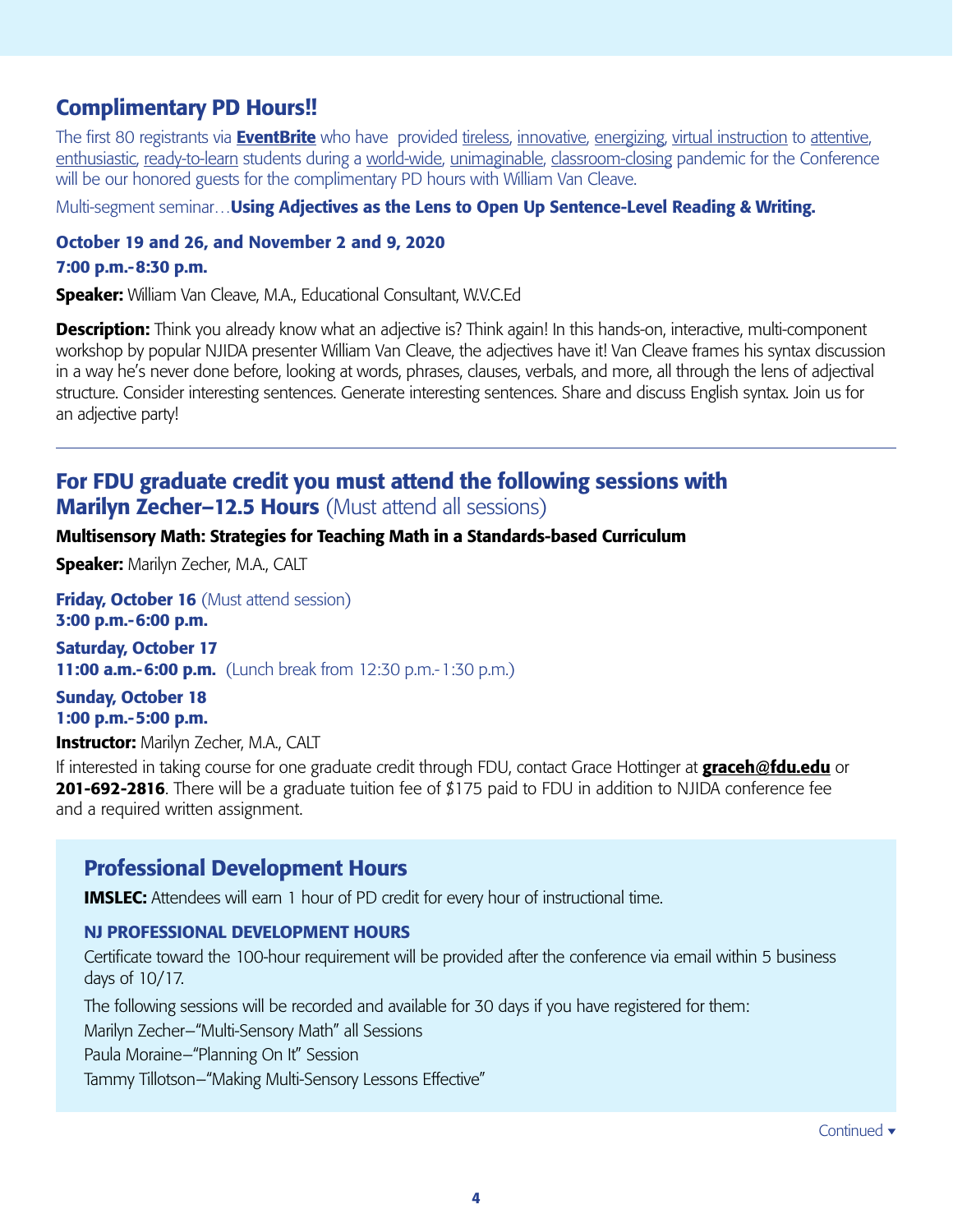## Complimentary PD Hours!!

The first 80 registrants via **EventBrite** who have provided tireless, innovative, energizing, virtual instruction to attentive, enthusiastic, ready-to-learn students during a world-wide, unimaginable, classroom-closing pandemic for the Conference will be our honored guests for the complimentary PD hours with William Van Cleave.

Multi-segment seminar…**Using Adjectives as the Lens to Open Up Sentence-Level Reading & Writing.**

**October 19 and 26, and November 2 and 9, 2020**
**7:00 p.m.-8:30 p.m.**

**Speaker:** William Van Cleave, M.A., Educational Consultant, W.V.C.Ed

**Description:** Think you already know what an adjective is? Think again! In this hands-on, interactive, multi-component workshop by popular NJIDA presenter William Van Cleave, the adjectives have it! Van Cleave frames his syntax discussion in a way he's never done before, looking at words, phrases, clauses, verbals, and more, all through the lens of adjectival structure. Consider interesting sentences. Generate interesting sentences. Share and discuss English syntax. Join us for an adjective party!

---

## For FDU graduate credit you must attend the following sessions with Marilyn Zecher–12.5 Hours (Must attend all sessions)

**Multisensory Math: Strategies for Teaching Math in a Standards-based Curriculum**

**Speaker:** Marilyn Zecher, M.A., CALT

**Friday, October 16** (Must attend session)
**3:00 p.m.-6:00 p.m.**

**Saturday, October 17**
**11:00 a.m.-6:00 p.m.** (Lunch break from 12:30 p.m.-1:30 p.m.)

**Sunday, October 18**
**1:00 p.m.-5:00 p.m.**

**Instructor:** Marilyn Zecher, M.A., CALT

If interested in taking course for one graduate credit through FDU, contact Grace Hottinger at **graceh@fdu.edu** or **201-692-2816**. There will be a graduate tuition fee of $175 paid to FDU in addition to NJIDA conference fee and a required written assignment.

## Professional Development Hours

**IMSLEC:** Attendees will earn 1 hour of PD credit for every hour of instructional time.

### NJ PROFESSIONAL DEVELOPMENT HOURS

Certificate toward the 100-hour requirement will be provided after the conference via email within 5 business days of 10/17.

The following sessions will be recorded and available for 30 days if you have registered for them:

Marilyn Zecher–"Multi-Sensory Math" all Sessions

Paula Moraine–"Planning On It" Session

Tammy Tillotson–"Making Multi-Sensory Lessons Effective"

Continued ▾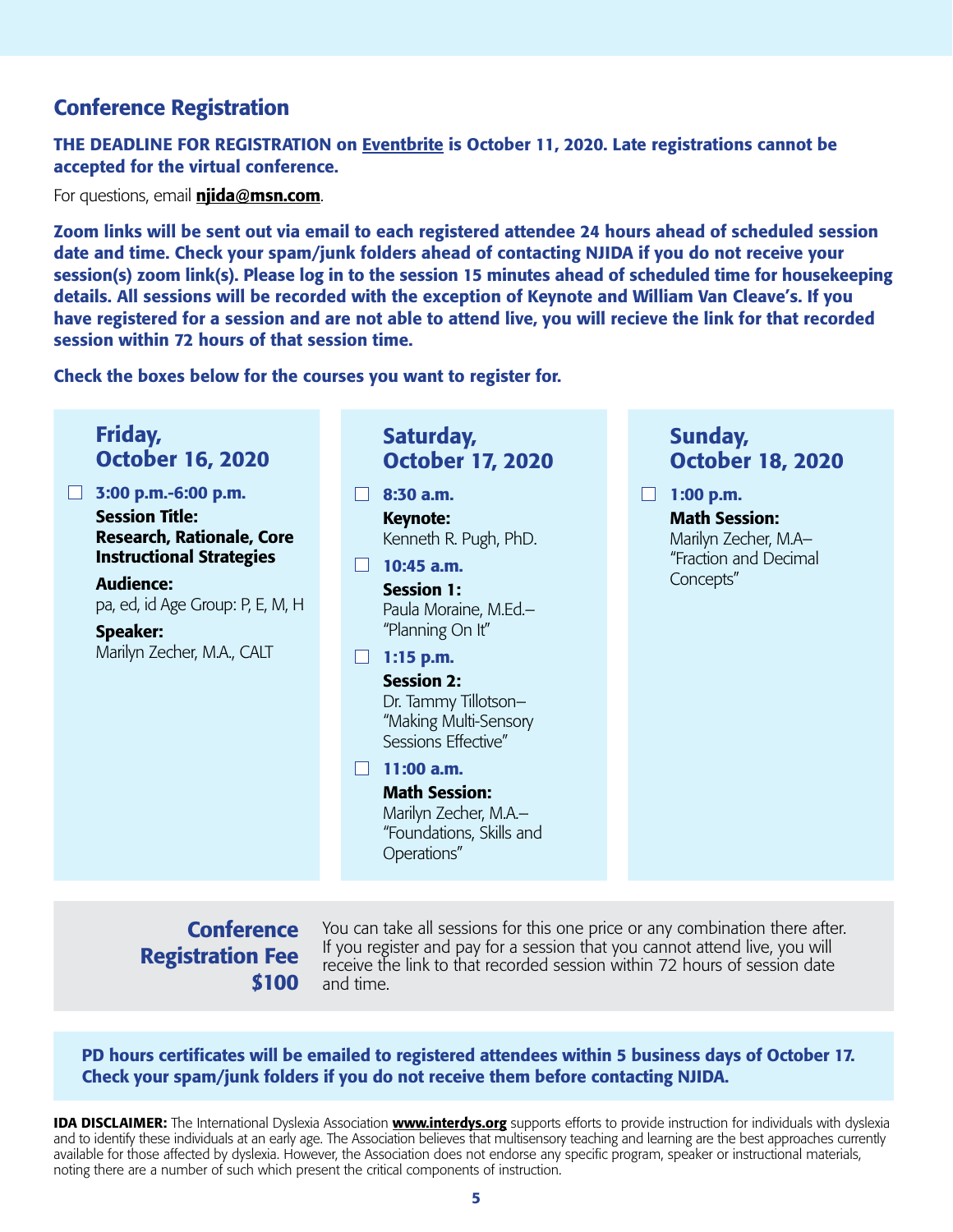## Conference Registration

**THE DEADLINE FOR REGISTRATION on Eventbrite is October 11, 2020. Late registrations cannot be accepted for the virtual conference.**

For questions, email **njida@msn.com**.

**Zoom links will be sent out via email to each registered attendee 24 hours ahead of scheduled session date and time. Check your spam/junk folders ahead of contacting NJIDA if you do not receive your session(s) zoom link(s). Please log in to the session 15 minutes ahead of scheduled time for housekeeping details. All sessions will be recorded with the exception of Keynote and William Van Cleave's. If you have registered for a session and are not able to attend live, you will recieve the link for that recorded session within 72 hours of that session time.**

**Check the boxes below for the courses you want to register for.**

### Friday, October 16, 2020

- ☐ **3:00 p.m.-6:00 p.m.**
  **Session Title:**
  **Research, Rationale, Core Instructional Strategies**
  **Audience:**
  pa, ed, id Age Group: P, E, M, H
  **Speaker:**
  Marilyn Zecher, M.A., CALT

### Saturday, October 17, 2020

- ☐ **8:30 a.m.**
  **Keynote:**
  Kenneth R. Pugh, PhD.
- ☐ **10:45 a.m.**
  **Session 1:**
  Paula Moraine, M.Ed.–
  "Planning On It"
- ☐ **1:15 p.m.**
  **Session 2:**
  Dr. Tammy Tillotson–
  "Making Multi-Sensory Sessions Effective"
- ☐ **11:00 a.m.**
  **Math Session:**
  Marilyn Zecher, M.A.–
  "Foundations, Skills and Operations"

### Sunday, October 18, 2020

- ☐ **1:00 p.m.**
  **Math Session:**
  Marilyn Zecher, M.A–
  "Fraction and Decimal Concepts"

### Conference Registration Fee $100

You can take all sessions for this one price or any combination there after. If you register and pay for a session that you cannot attend live, you will receive the link to that recorded session within 72 hours of session date and time.

**PD hours certificates will be emailed to registered attendees within 5 business days of October 17. Check your spam/junk folders if you do not receive them before contacting NJIDA.**

**IDA DISCLAIMER:** The International Dyslexia Association **www.interdys.org** supports efforts to provide instruction for individuals with dyslexia and to identify these individuals at an early age. The Association believes that multisensory teaching and learning are the best approaches currently available for those affected by dyslexia. However, the Association does not endorse any specific program, speaker or instructional materials, noting there are a number of such which present the critical components of instruction.